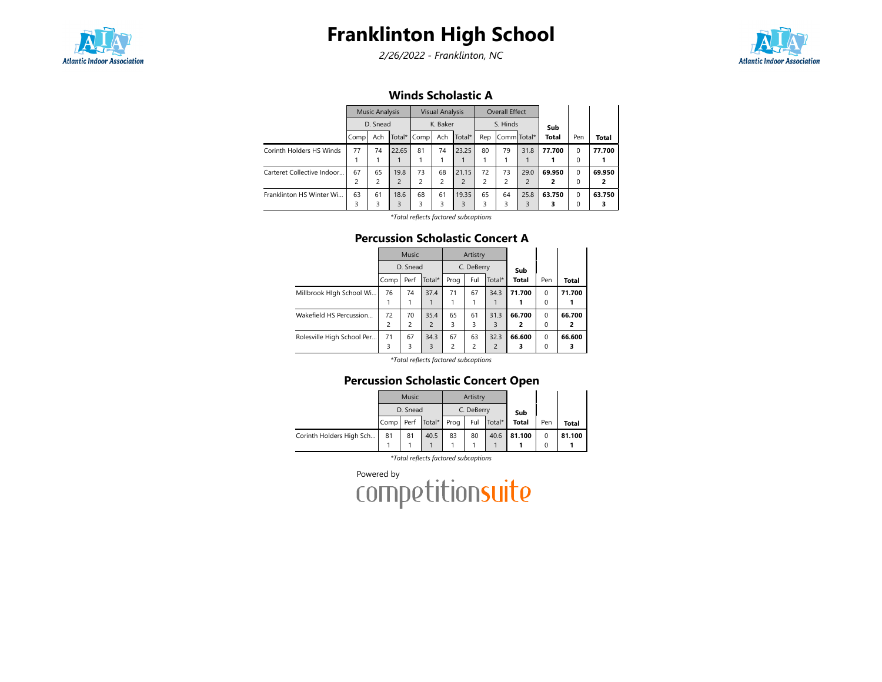# Franklinton High School

*2/26/2022 - Franklinton, NC*

## Winds Scholastic A

| | Music Analysis | | | Visual Analysis | | | Overall Effect | | | Sub Total | Pen | Total |
|---|---|---|---|---|---|---|---|---|---|---|---|---|
| | D. Snead | | | K. Baker | | | S. Hinds | | | | | |
| | Comp | Ach | Total* | Comp | Ach | Total* | Rep | Comm | Total* | | | |
| Corinth Holders HS Winds | 77<br>1 | 74<br>1 | 22.65<br>1 | 81<br>1 | 74<br>1 | 23.25<br>1 | 80<br>1 | 79<br>1 | 31.8<br>1 | **77.700**<br>**1** | 0<br>0 | **77.700**<br>**1** |
| Carteret Collective Indoor... | 67<br>2 | 65<br>2 | 19.8<br>2 | 73<br>2 | 68<br>2 | 21.15<br>2 | 72<br>2 | 73<br>2 | 29.0<br>2 | **69.950**<br>**2** | 0<br>0 | **69.950**<br>**2** |
| Franklinton HS Winter Wi... | 63<br>3 | 61<br>3 | 18.6<br>3 | 68<br>3 | 61<br>3 | 19.35<br>3 | 65<br>3 | 64<br>3 | 25.8<br>3 | **63.750**<br>**3** | 0<br>0 | **63.750**<br>**3** |

*\*Total reflects factored subcaptions*

## Percussion Scholastic Concert A

| | Music | | | Artistry | | | Sub Total | Pen | Total |
|---|---|---|---|---|---|---|---|---|---|
| | D. Snead | | | C. DeBerry | | | | | |
| | Comp | Perf | Total* | Prog | Ful | Total* | | | |
| Millbrook HIgh School Wi... | 76<br>1 | 74<br>1 | 37.4<br>1 | 71<br>1 | 67<br>1 | 34.3<br>1 | **71.700**<br>**1** | 0<br>0 | **71.700**<br>**1** |
| Wakefield HS Percussion... | 72<br>2 | 70<br>2 | 35.4<br>2 | 65<br>3 | 61<br>3 | 31.3<br>3 | **66.700**<br>**2** | 0<br>0 | **66.700**<br>**2** |
| Rolesville High School Per... | 71<br>3 | 67<br>3 | 34.3<br>3 | 67<br>2 | 63<br>2 | 32.3<br>2 | **66.600**<br>**3** | 0<br>0 | **66.600**<br>**3** |

*\*Total reflects factored subcaptions*

## Percussion Scholastic Concert Open

| | Music | | | Artistry | | | Sub Total | Pen | Total |
|---|---|---|---|---|---|---|---|---|---|
| | D. Snead | | | C. DeBerry | | | | | |
| | Comp | Perf | Total* | Prog | Ful | Total* | | | |
| Corinth Holders High Sch... | 81<br>1 | 81<br>1 | 40.5<br>1 | 83<br>1 | 80<br>1 | 40.6<br>1 | **81.100**<br>**1** | 0<br>0 | **81.100**<br>**1** |

*\*Total reflects factored subcaptions*

Powered by competitionsuite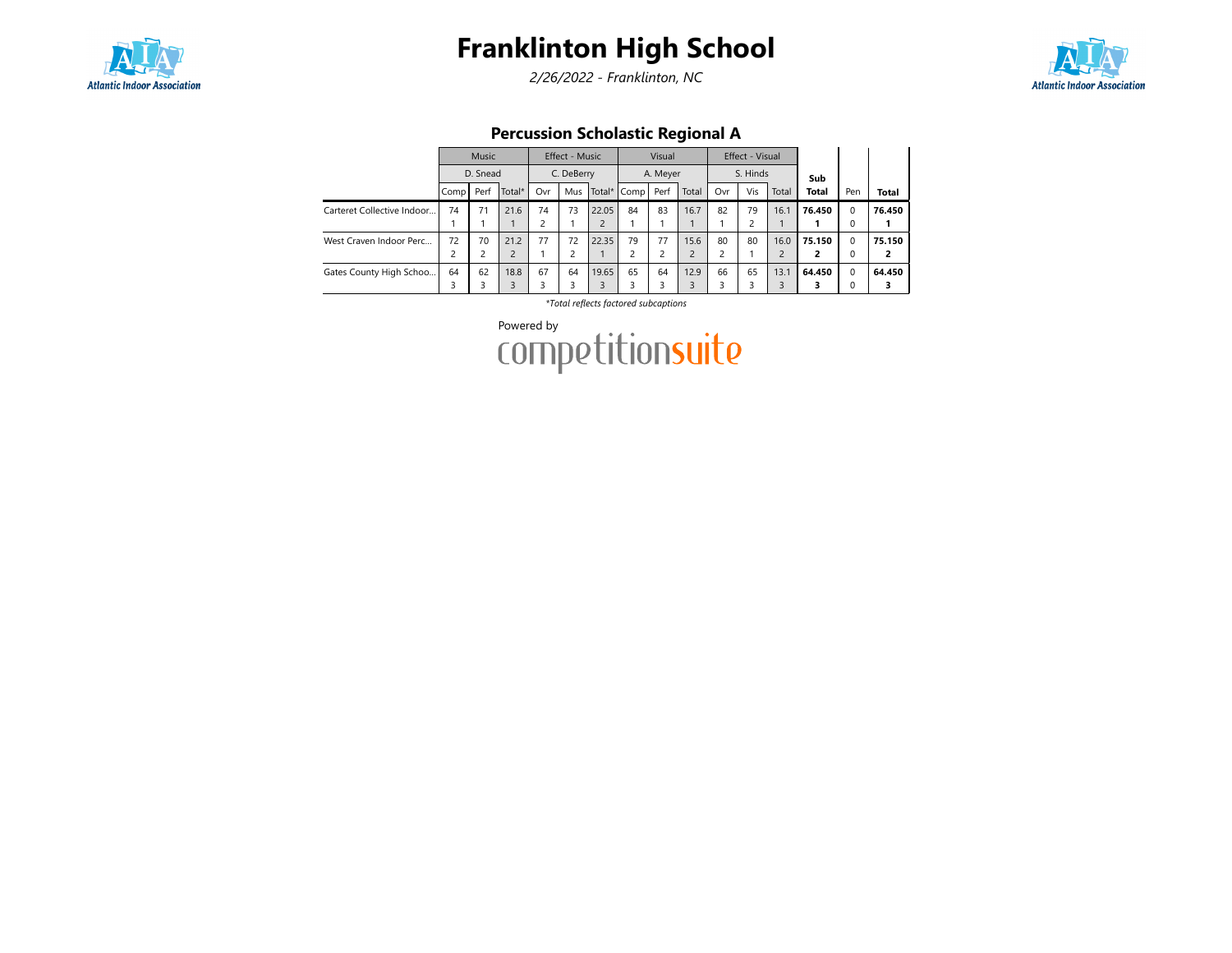# Franklinton High School

*2/26/2022 - Franklinton, NC*

## Percussion Scholastic Regional A

| | Music | | | Effect - Music | | | Visual | | | Effect - Visual | | | Sub | | |
|---|---|---|---|---|---|---|---|---|---|---|---|---|---|---|---|
| | D. Snead | | | C. DeBerry | | | A. Meyer | | | S. Hinds | | | | | |
| | Comp | Perf | Total* | Ovr | Mus | Total* | Comp | Perf | Total | Ovr | Vis | Total | **Total** | Pen | **Total** |
| Carteret Collective Indoor... | 74<br>1 | 71<br>1 | 21.6<br>1 | 74<br>2 | 73<br>1 | 22.05<br>2 | 84<br>1 | 83<br>1 | 16.7<br>1 | 82<br>1 | 79<br>2 | 16.1<br>1 | **76.450**<br>**1** | 0<br>0 | **76.450**<br>**1** |
| West Craven Indoor Perc... | 72<br>2 | 70<br>2 | 21.2<br>2 | 77<br>1 | 72<br>2 | 22.35<br>1 | 79<br>2 | 77<br>2 | 15.6<br>2 | 80<br>2 | 80<br>1 | 16.0<br>2 | **75.150**<br>**2** | 0<br>0 | **75.150**<br>**2** |
| Gates County High Schoo... | 64<br>3 | 62<br>3 | 18.8<br>3 | 67<br>3 | 64<br>3 | 19.65<br>3 | 65<br>3 | 64<br>3 | 12.9<br>3 | 66<br>3 | 65<br>3 | 13.1<br>3 | **64.450**<br>**3** | 0<br>0 | **64.450**<br>**3** |

*\*Total reflects factored subcaptions*

Powered by competitionsuite